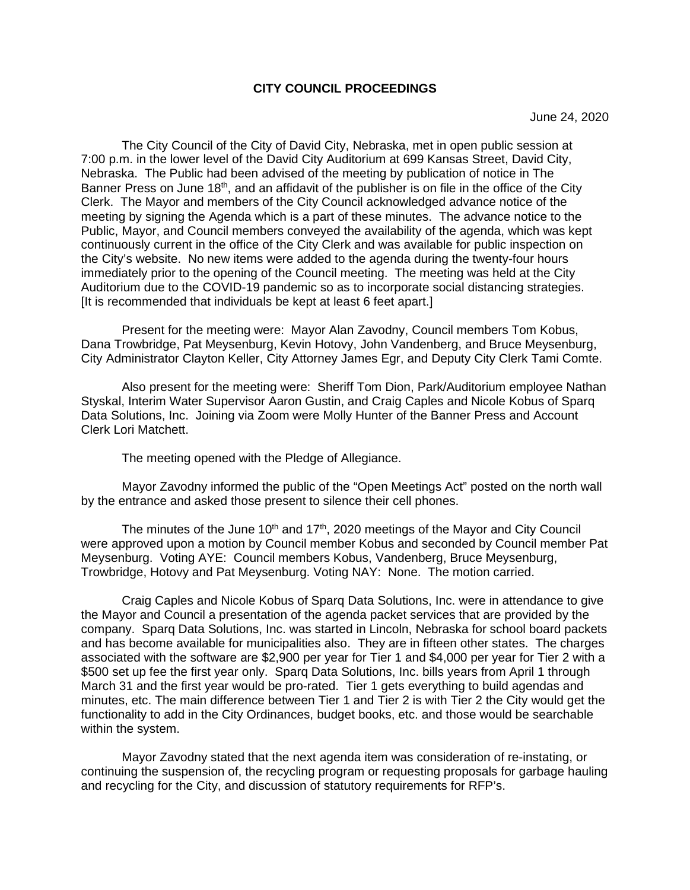**CITY COUNCIL PROCEEDINGS**

June 24, 2020

The City Council of the City of David City, Nebraska, met in open public session at 7:00 p.m. in the lower level of the David City Auditorium at 699 Kansas Street, David City, Nebraska. The Public had been advised of the meeting by publication of notice in The Banner Press on June 18th, and an affidavit of the publisher is on file in the office of the City Clerk. The Mayor and members of the City Council acknowledged advance notice of the meeting by signing the Agenda which is a part of these minutes. The advance notice to the Public, Mayor, and Council members conveyed the availability of the agenda, which was kept continuously current in the office of the City Clerk and was available for public inspection on the City's website. No new items were added to the agenda during the twenty-four hours immediately prior to the opening of the Council meeting. The meeting was held at the City Auditorium due to the COVID-19 pandemic so as to incorporate social distancing strategies. [It is recommended that individuals be kept at least 6 feet apart.]

Present for the meeting were: Mayor Alan Zavodny, Council members Tom Kobus, Dana Trowbridge, Pat Meysenburg, Kevin Hotovy, John Vandenberg, and Bruce Meysenburg, City Administrator Clayton Keller, City Attorney James Egr, and Deputy City Clerk Tami Comte.

Also present for the meeting were: Sheriff Tom Dion, Park/Auditorium employee Nathan Styskal, Interim Water Supervisor Aaron Gustin, and Craig Caples and Nicole Kobus of Sparq Data Solutions, Inc. Joining via Zoom were Molly Hunter of the Banner Press and Account Clerk Lori Matchett.

The meeting opened with the Pledge of Allegiance.

Mayor Zavodny informed the public of the "Open Meetings Act" posted on the north wall by the entrance and asked those present to silence their cell phones.

The minutes of the June 10th and 17th, 2020 meetings of the Mayor and City Council were approved upon a motion by Council member Kobus and seconded by Council member Pat Meysenburg. Voting AYE: Council members Kobus, Vandenberg, Bruce Meysenburg, Trowbridge, Hotovy and Pat Meysenburg. Voting NAY: None. The motion carried.

Craig Caples and Nicole Kobus of Sparq Data Solutions, Inc. were in attendance to give the Mayor and Council a presentation of the agenda packet services that are provided by the company. Sparq Data Solutions, Inc. was started in Lincoln, Nebraska for school board packets and has become available for municipalities also. They are in fifteen other states. The charges associated with the software are $2,900 per year for Tier 1 and $4,000 per year for Tier 2 with a $500 set up fee the first year only. Sparq Data Solutions, Inc. bills years from April 1 through March 31 and the first year would be pro-rated. Tier 1 gets everything to build agendas and minutes, etc. The main difference between Tier 1 and Tier 2 is with Tier 2 the City would get the functionality to add in the City Ordinances, budget books, etc. and those would be searchable within the system.

Mayor Zavodny stated that the next agenda item was consideration of re-instating, or continuing the suspension of, the recycling program or requesting proposals for garbage hauling and recycling for the City, and discussion of statutory requirements for RFP's.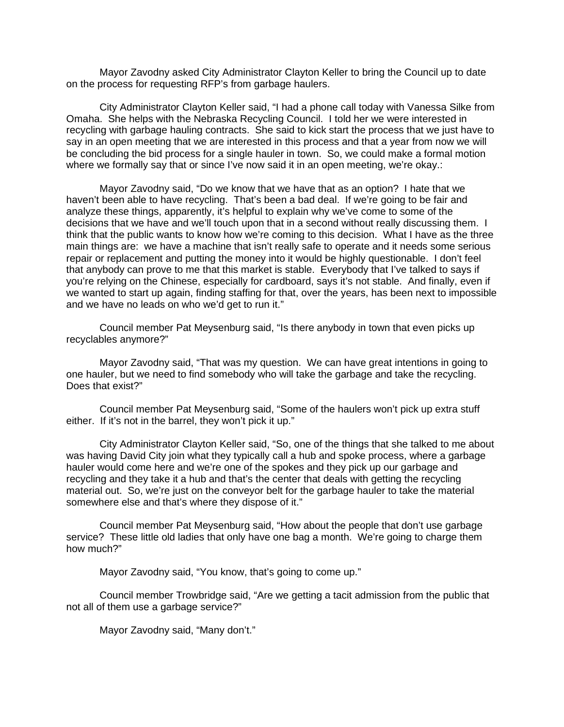Mayor Zavodny asked City Administrator Clayton Keller to bring the Council up to date on the process for requesting RFP's from garbage haulers.

City Administrator Clayton Keller said, "I had a phone call today with Vanessa Silke from Omaha. She helps with the Nebraska Recycling Council. I told her we were interested in recycling with garbage hauling contracts. She said to kick start the process that we just have to say in an open meeting that we are interested in this process and that a year from now we will be concluding the bid process for a single hauler in town. So, we could make a formal motion where we formally say that or since I've now said it in an open meeting, we're okay.:

Mayor Zavodny said, "Do we know that we have that as an option? I hate that we haven't been able to have recycling. That's been a bad deal. If we're going to be fair and analyze these things, apparently, it's helpful to explain why we've come to some of the decisions that we have and we'll touch upon that in a second without really discussing them. I think that the public wants to know how we're coming to this decision. What I have as the three main things are: we have a machine that isn't really safe to operate and it needs some serious repair or replacement and putting the money into it would be highly questionable. I don't feel that anybody can prove to me that this market is stable. Everybody that I've talked to says if you're relying on the Chinese, especially for cardboard, says it's not stable. And finally, even if we wanted to start up again, finding staffing for that, over the years, has been next to impossible and we have no leads on who we'd get to run it."

Council member Pat Meysenburg said, "Is there anybody in town that even picks up recyclables anymore?"

Mayor Zavodny said, "That was my question. We can have great intentions in going to one hauler, but we need to find somebody who will take the garbage and take the recycling. Does that exist?"

Council member Pat Meysenburg said, "Some of the haulers won't pick up extra stuff either. If it's not in the barrel, they won't pick it up."

City Administrator Clayton Keller said, "So, one of the things that she talked to me about was having David City join what they typically call a hub and spoke process, where a garbage hauler would come here and we're one of the spokes and they pick up our garbage and recycling and they take it a hub and that's the center that deals with getting the recycling material out. So, we're just on the conveyor belt for the garbage hauler to take the material somewhere else and that's where they dispose of it."

Council member Pat Meysenburg said, "How about the people that don't use garbage service? These little old ladies that only have one bag a month. We're going to charge them how much?"

Mayor Zavodny said, "You know, that's going to come up."

Council member Trowbridge said, "Are we getting a tacit admission from the public that not all of them use a garbage service?"

Mayor Zavodny said, "Many don't."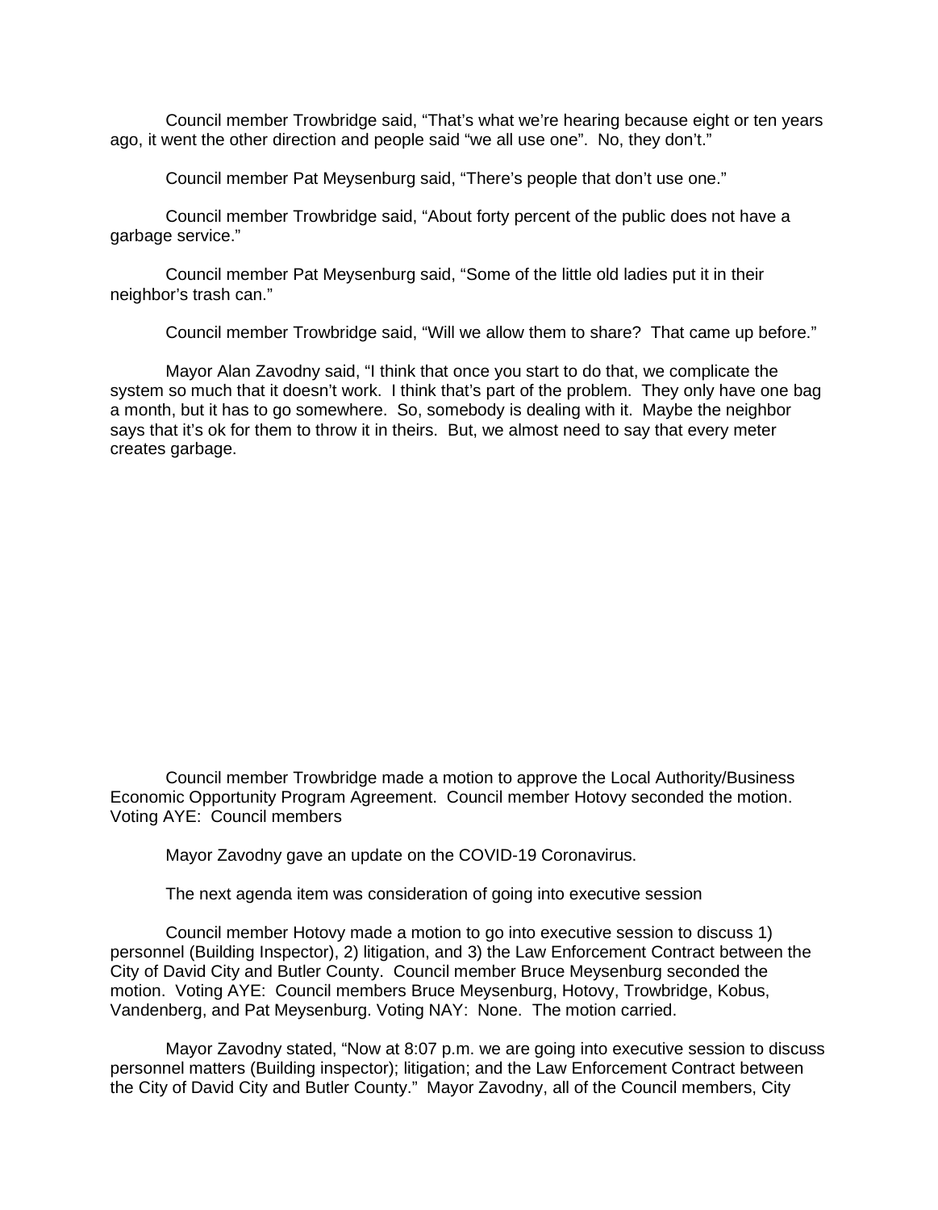Council member Trowbridge said, "That's what we're hearing because eight or ten years ago, it went the other direction and people said "we all use one". No, they don't."

Council member Pat Meysenburg said, "There's people that don't use one."

Council member Trowbridge said, "About forty percent of the public does not have a garbage service."

Council member Pat Meysenburg said, "Some of the little old ladies put it in their neighbor's trash can."

Council member Trowbridge said, "Will we allow them to share? That came up before."

Mayor Alan Zavodny said, "I think that once you start to do that, we complicate the system so much that it doesn't work. I think that's part of the problem. They only have one bag a month, but it has to go somewhere. So, somebody is dealing with it. Maybe the neighbor says that it's ok for them to throw it in theirs. But, we almost need to say that every meter creates garbage.

Council member Trowbridge made a motion to approve the Local Authority/Business Economic Opportunity Program Agreement. Council member Hotovy seconded the motion. Voting AYE: Council members

Mayor Zavodny gave an update on the COVID-19 Coronavirus.

The next agenda item was consideration of going into executive session

Council member Hotovy made a motion to go into executive session to discuss 1) personnel (Building Inspector), 2) litigation, and 3) the Law Enforcement Contract between the City of David City and Butler County. Council member Bruce Meysenburg seconded the motion. Voting AYE: Council members Bruce Meysenburg, Hotovy, Trowbridge, Kobus, Vandenberg, and Pat Meysenburg. Voting NAY: None. The motion carried.

Mayor Zavodny stated, "Now at 8:07 p.m. we are going into executive session to discuss personnel matters (Building inspector); litigation; and the Law Enforcement Contract between the City of David City and Butler County." Mayor Zavodny, all of the Council members, City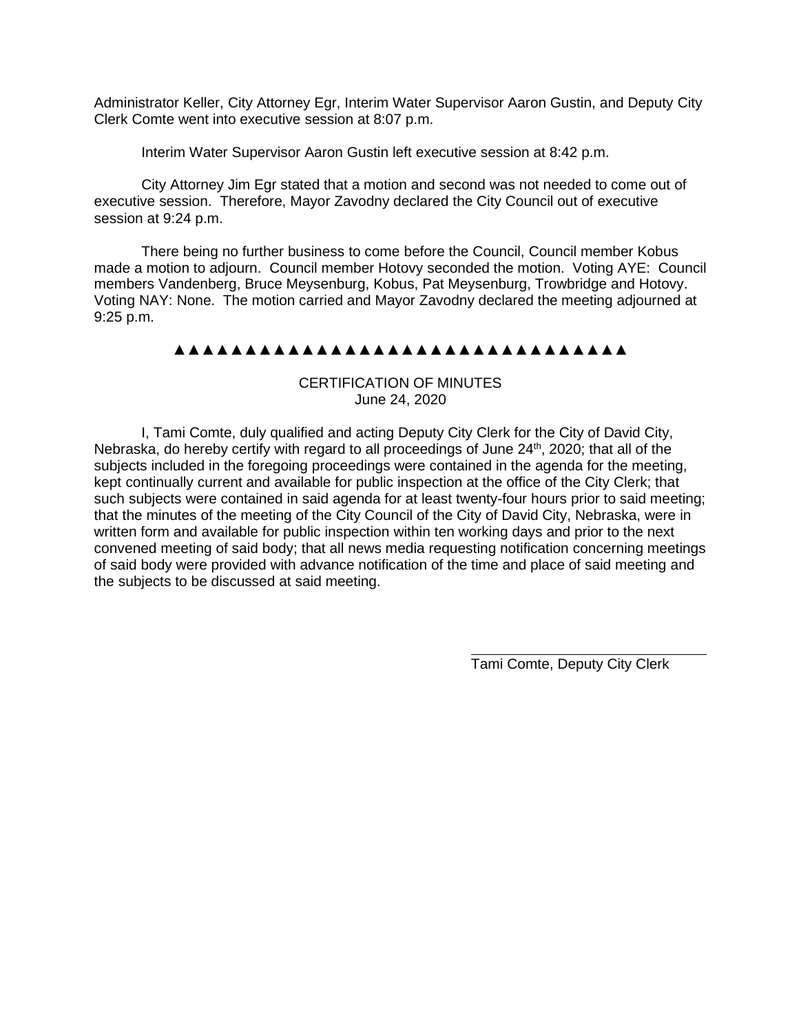Administrator Keller, City Attorney Egr, Interim Water Supervisor Aaron Gustin, and Deputy City Clerk Comte went into executive session at 8:07 p.m.

Interim Water Supervisor Aaron Gustin left executive session at 8:42 p.m.

City Attorney Jim Egr stated that a motion and second was not needed to come out of executive session. Therefore, Mayor Zavodny declared the City Council out of executive session at 9:24 p.m.

There being no further business to come before the Council, Council member Kobus made a motion to adjourn. Council member Hotovy seconded the motion. Voting AYE: Council members Vandenberg, Bruce Meysenburg, Kobus, Pat Meysenburg, Trowbridge and Hotovy. Voting NAY: None. The motion carried and Mayor Zavodny declared the meeting adjourned at 9:25 p.m.

▲▲▲▲▲▲▲▲▲▲▲▲▲▲▲▲▲▲▲▲▲▲▲▲▲▲▲▲▲▲▲▲▲▲

CERTIFICATION OF MINUTES
June 24, 2020

I, Tami Comte, duly qualified and acting Deputy City Clerk for the City of David City, Nebraska, do hereby certify with regard to all proceedings of June 24th, 2020; that all of the subjects included in the foregoing proceedings were contained in the agenda for the meeting, kept continually current and available for public inspection at the office of the City Clerk; that such subjects were contained in said agenda for at least twenty-four hours prior to said meeting; that the minutes of the meeting of the City Council of the City of David City, Nebraska, were in written form and available for public inspection within ten working days and prior to the next convened meeting of said body; that all news media requesting notification concerning meetings of said body were provided with advance notification of the time and place of said meeting and the subjects to be discussed at said meeting.

Tami Comte, Deputy City Clerk